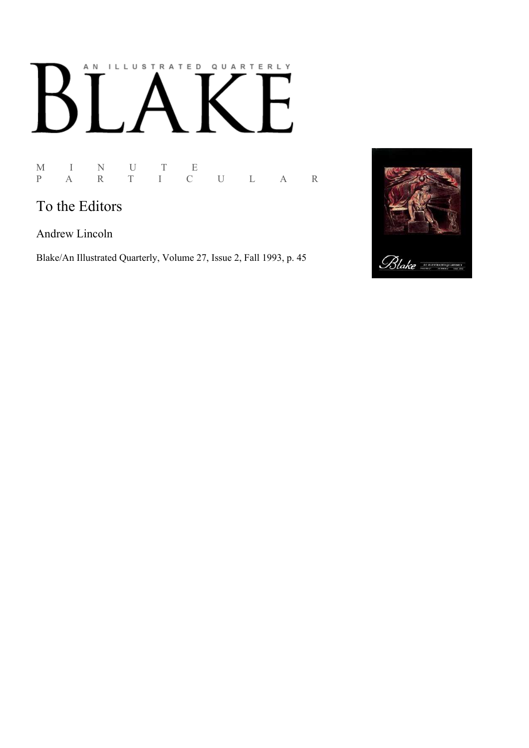# AN ILLUSTRATED QUARTERLY BLAKE

M I N U T E
P A R T I C U L A R

## To the Editors

Andrew Lincoln

Blake/An Illustrated Quarterly, Volume 27, Issue 2, Fall 1993, p. 45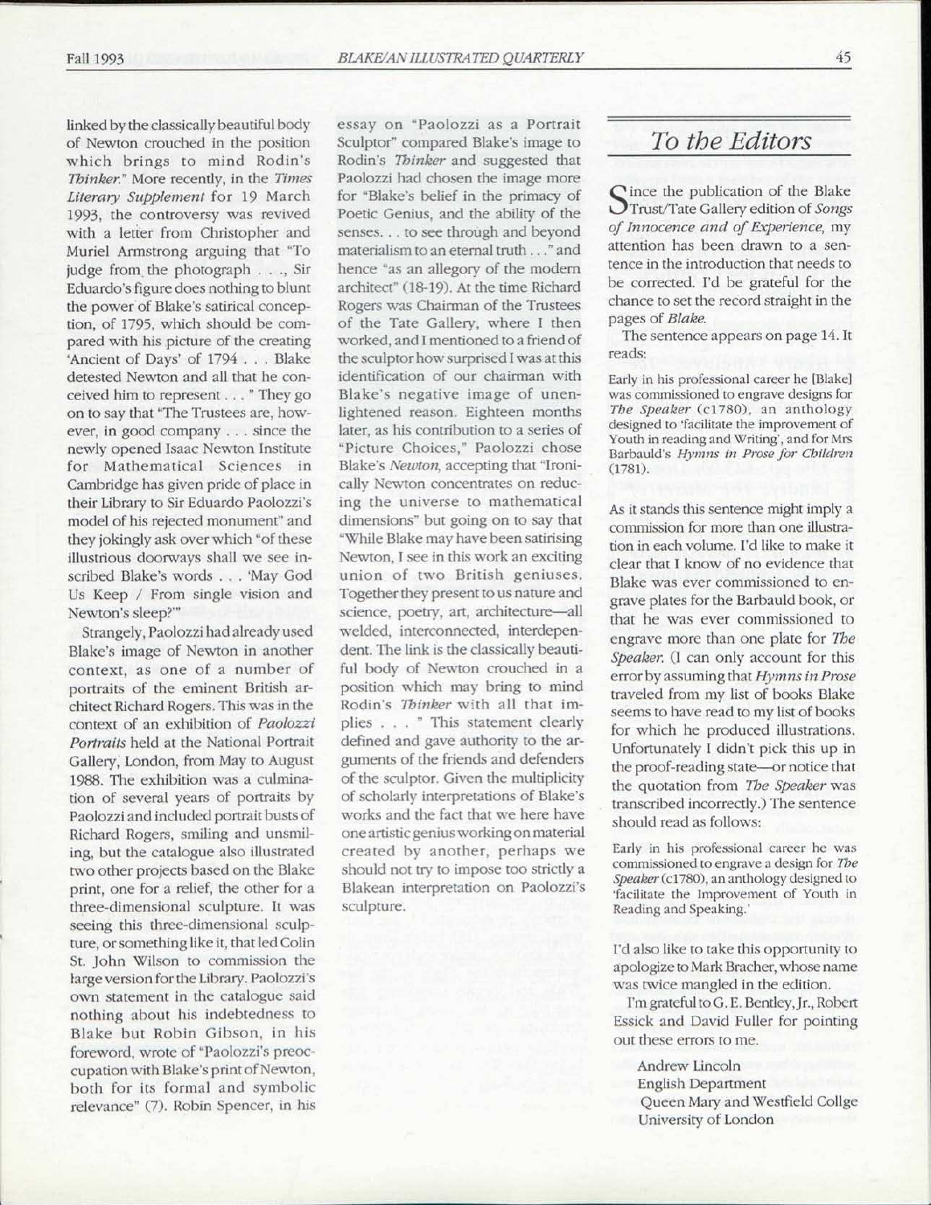linked by the classically beautiful body of Newton crouched in the position which brings to mind Rodin's *Thinker.*" More recently, in the *Times Literary Supplement* for 19 March 1993, the controversy was revived with a letter from Christopher and Muriel Armstrong arguing that "To judge from the photograph . . ., Sir Eduardo's figure does nothing to blunt the power of Blake's satirical conception, of 1795, which should be compared with his picture of the creating 'Ancient of Days' of 1794 . . . Blake detested Newton and all that he conceived him to represent . . ." They go on to say that "The Trustees are, however, in good company . . . since the newly opened Isaac Newton Institute for Mathematical Sciences in Cambridge has given pride of place in their Library to Sir Eduardo Paolozzi's model of his rejected monument" and they jokingly ask over which "of these illustrious doorways shall we see inscribed Blake's words . . . 'May God Us Keep / From single vision and Newton's sleep?'"

Strangely, Paolozzi had already used Blake's image of Newton in another context, as one of a number of portraits of the eminent British architect Richard Rogers. This was in the context of an exhibition of *Paolozzi Portraits* held at the National Portrait Gallery, London, from May to August 1988. The exhibition was a culmination of several years of portraits by Paolozzi and included portrait busts of Richard Rogers, smiling and unsmiling, but the catalogue also illustrated two other projects based on the Blake print, one for a relief, the other for a three-dimensional sculpture. It was seeing this three-dimensional sculpture, or something like it, that led Colin St. John Wilson to commission the large version for the Library. Paolozzi's own statement in the catalogue said nothing about his indebtedness to Blake but Robin Gibson, in his foreword, wrote of "Paolozzi's preoccupation with Blake's print of Newton, both for its formal and symbolic relevance" (7). Robin Spencer, in his essay on "Paolozzi as a Portrait Sculptor" compared Blake's image to Rodin's *Thinker* and suggested that Paolozzi had chosen the image more for "Blake's belief in the primacy of Poetic Genius, and the ability of the senses. . . to see through and beyond materialism to an eternal truth . . ." and hence "as an allegory of the modern architect" (18-19). At the time Richard Rogers was Chairman of the Trustees of the Tate Gallery, where I then worked, and I mentioned to a friend of the sculptor how surprised I was at this identification of our chairman with Blake's negative image of unenlightened reason. Eighteen months later, as his contribution to a series of "Picture Choices," Paolozzi chose Blake's *Newton,* accepting that "Ironically Newton concentrates on reducing the universe to mathematical dimensions" but going on to say that "While Blake may have been satirising Newton, I see in this work an exciting union of two British geniuses. Together they present to us nature and science, poetry, art, architecture—all welded, interconnected, interdependent. The link is the classically beautiful body of Newton crouched in a position which may bring to mind Rodin's *Thinker* with all that implies . . . " This statement clearly defined and gave authority to the arguments of the friends and defenders of the sculptor. Given the multiplicity of scholarly interpretations of Blake's works and the fact that we here have one artistic genius working on material created by another, perhaps we should not try to impose too strictly a Blakean interpretation on Paolozzi's sculpture.

## *To the Editors*

Since the publication of the Blake Trust/Tate Gallery edition of *Songs of Innocence and of Experience,* my attention has been drawn to a sentence in the introduction that needs to be corrected. I'd be grateful for the chance to set the record straight in the pages of *Blake.*

The sentence appears on page 14. It reads:

> Early in his professional career he [Blake] was commissioned to engrave designs for *The Speaker* (c1780), an anthology designed to 'facilitate the improvement of Youth in reading and Writing', and for Mrs Barbauld's *Hymns in Prose for Children* (1781).

As it stands this sentence might imply a commission for more than one illustration in each volume. I'd like to make it clear that I know of no evidence that Blake was ever commissioned to engrave plates for the Barbauld book, or that he was ever commissioned to engrave more than one plate for *The Speaker.* (I can only account for this error by assuming that *Hymns in Prose* traveled from my list of books Blake seems to have read to my list of books for which he produced illustrations. Unfortunately I didn't pick this up in the proof-reading state—or notice that the quotation from *The Speaker* was transcribed incorrectly.) The sentence should read as follows:

> Early in his professional career he was commissioned to engrave a design for *The Speaker* (c1780), an anthology designed to 'facilitate the Improvement of Youth in Reading and Speaking.'

I'd also like to take this opportunity to apologize to Mark Bracher, whose name was twice mangled in the edition.

I'm grateful to G. E. Bentley, Jr., Robert Essick and David Fuller for pointing out these errors to me.

Andrew Lincoln
English Department
Queen Mary and Westfield Collge
University of London